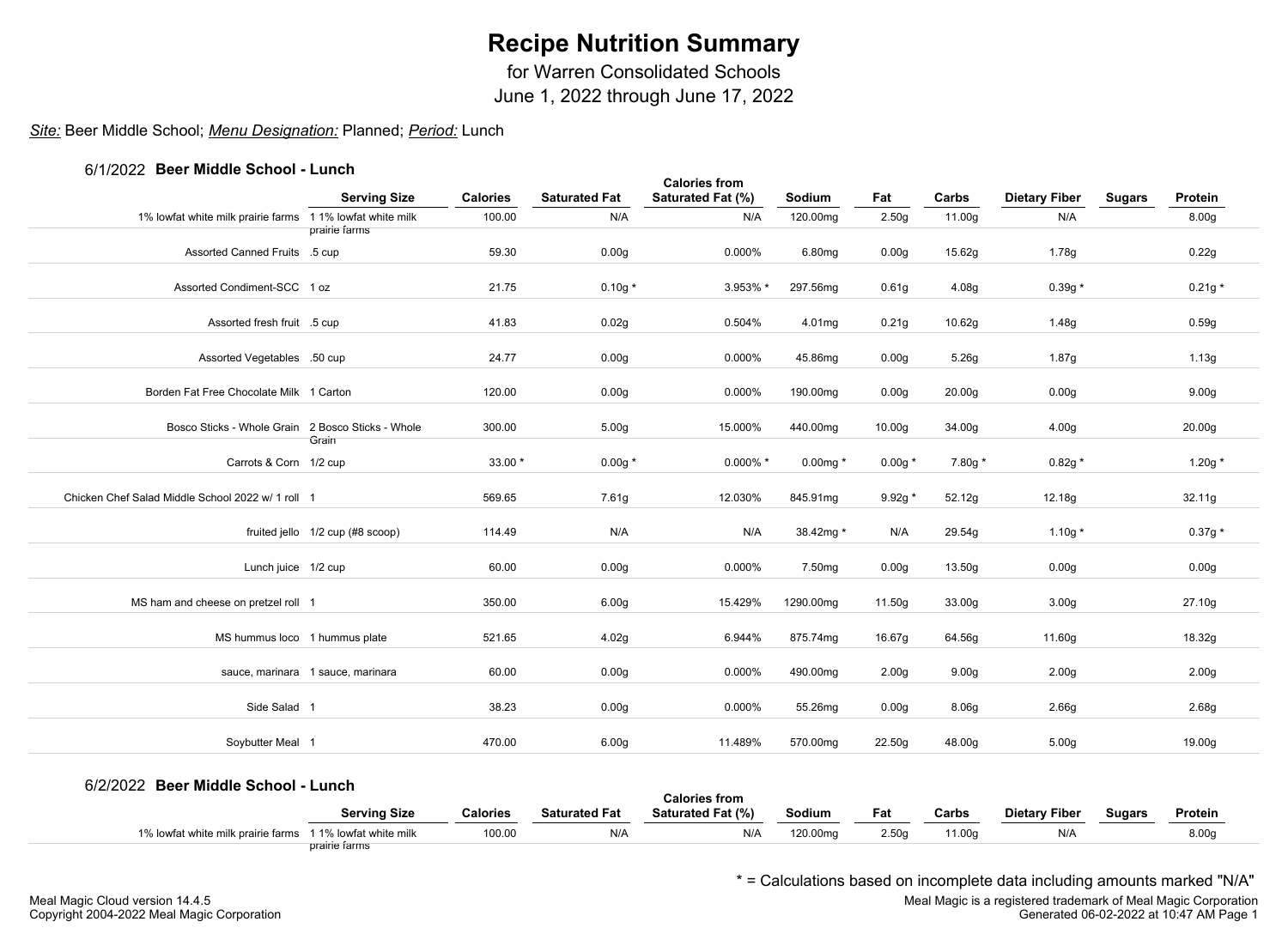# Recipe Nutrition Summary

for Warren Consolidated Schools

June 1, 2022 through June 17, 2022

*Site:* Beer Middle School; *Menu Designation:* Planned; *Period:* Lunch

### 6/1/2022 Beer Middle School - Lunch

| | Serving Size | Calories | Saturated Fat | Calories from Saturated Fat (%) | Sodium | Fat | Carbs | Dietary Fiber | Sugars | Protein |
|---|---|---|---|---|---|---|---|---|---|---|
| 1% lowfat white milk prairie farms | 1 1% lowfat white milk prairie farms | 100.00 | N/A | N/A | 120.00mg | 2.50g | 11.00g | N/A | | 8.00g |
| Assorted Canned Fruits | .5 cup | 59.30 | 0.00g | 0.000% | 6.80mg | 0.00g | 15.62g | 1.78g | | 0.22g |
| Assorted Condiment-SCC | 1 oz | 21.75 | 0.10g * | 3.953% * | 297.56mg | 0.61g | 4.08g | 0.39g * | | 0.21g * |
| Assorted fresh fruit | .5 cup | 41.83 | 0.02g | 0.504% | 4.01mg | 0.21g | 10.62g | 1.48g | | 0.59g |
| Assorted Vegetables | .50 cup | 24.77 | 0.00g | 0.000% | 45.86mg | 0.00g | 5.26g | 1.87g | | 1.13g |
| Borden Fat Free Chocolate Milk | 1 Carton | 120.00 | 0.00g | 0.000% | 190.00mg | 0.00g | 20.00g | 0.00g | | 9.00g |
| Bosco Sticks - Whole Grain | 2 Bosco Sticks - Whole Grain | 300.00 | 5.00g | 15.000% | 440.00mg | 10.00g | 34.00g | 4.00g | | 20.00g |
| Carrots & Corn | 1/2 cup | 33.00 * | 0.00g * | 0.000% * | 0.00mg * | 0.00g * | 7.80g * | 0.82g * | | 1.20g * |
| Chicken Chef Salad Middle School 2022 w/ 1 roll | 1 | 569.65 | 7.61g | 12.030% | 845.91mg | 9.92g * | 52.12g | 12.18g | | 32.11g |
| fruited jello | 1/2 cup (#8 scoop) | 114.49 | N/A | N/A | 38.42mg * | N/A | 29.54g | 1.10g * | | 0.37g * |
| Lunch juice | 1/2 cup | 60.00 | 0.00g | 0.000% | 7.50mg | 0.00g | 13.50g | 0.00g | | 0.00g |
| MS ham and cheese on pretzel roll | 1 | 350.00 | 6.00g | 15.429% | 1290.00mg | 11.50g | 33.00g | 3.00g | | 27.10g |
| MS hummus loco | 1 hummus plate | 521.65 | 4.02g | 6.944% | 875.74mg | 16.67g | 64.56g | 11.60g | | 18.32g |
| sauce, marinara | 1 sauce, marinara | 60.00 | 0.00g | 0.000% | 490.00mg | 2.00g | 9.00g | 2.00g | | 2.00g |
| Side Salad | 1 | 38.23 | 0.00g | 0.000% | 55.26mg | 0.00g | 8.06g | 2.66g | | 2.68g |
| Soybutter Meal | 1 | 470.00 | 6.00g | 11.489% | 570.00mg | 22.50g | 48.00g | 5.00g | | 19.00g |

### 6/2/2022 Beer Middle School - Lunch

| | Serving Size | Calories | Saturated Fat | Calories from Saturated Fat (%) | Sodium | Fat | Carbs | Dietary Fiber | Sugars | Protein |
|---|---|---|---|---|---|---|---|---|---|---|
| 1% lowfat white milk prairie farms | 1 1% lowfat white milk prairie farms | 100.00 | N/A | N/A | 120.00mg | 2.50g | 11.00g | N/A | | 8.00g |

\* = Calculations based on incomplete data including amounts marked "N/A"

Meal Magic Cloud version 14.4.5
Copyright 2004-2022 Meal Magic Corporation

Meal Magic is a registered trademark of Meal Magic Corporation
Generated 06-02-2022 at 10:47 AM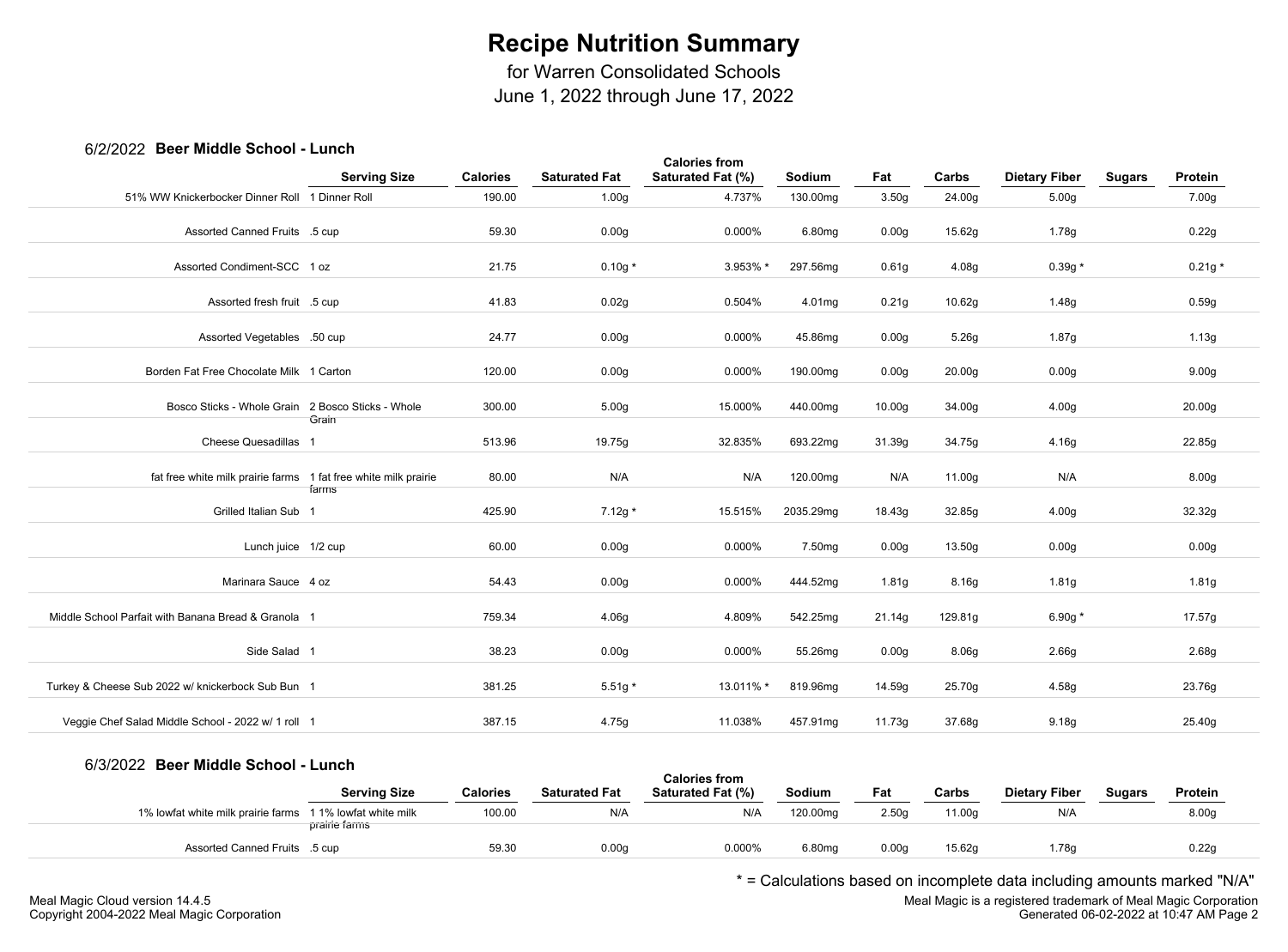# Recipe Nutrition Summary

for Warren Consolidated Schools
June 1, 2022 through June 17, 2022

## 6/2/2022 Beer Middle School - Lunch

| | Serving Size | Calories | Saturated Fat | Calories from Saturated Fat (%) | Sodium | Fat | Carbs | Dietary Fiber | Sugars | Protein |
|---|---|---|---|---|---|---|---|---|---|---|
| 51% WW Knickerbocker Dinner Roll | 1 Dinner Roll | 190.00 | 1.00g | 4.737% | 130.00mg | 3.50g | 24.00g | 5.00g | | 7.00g |
| Assorted Canned Fruits | .5 cup | 59.30 | 0.00g | 0.000% | 6.80mg | 0.00g | 15.62g | 1.78g | | 0.22g |
| Assorted Condiment-SCC | 1 oz | 21.75 | 0.10g * | 3.953% * | 297.56mg | 0.61g | 4.08g | 0.39g * | | 0.21g * |
| Assorted fresh fruit | .5 cup | 41.83 | 0.02g | 0.504% | 4.01mg | 0.21g | 10.62g | 1.48g | | 0.59g |
| Assorted Vegetables | .50 cup | 24.77 | 0.00g | 0.000% | 45.86mg | 0.00g | 5.26g | 1.87g | | 1.13g |
| Borden Fat Free Chocolate Milk | 1 Carton | 120.00 | 0.00g | 0.000% | 190.00mg | 0.00g | 20.00g | 0.00g | | 9.00g |
| Bosco Sticks - Whole Grain | 2 Bosco Sticks - Whole Grain | 300.00 | 5.00g | 15.000% | 440.00mg | 10.00g | 34.00g | 4.00g | | 20.00g |
| Cheese Quesadillas | 1 | 513.96 | 19.75g | 32.835% | 693.22mg | 31.39g | 34.75g | 4.16g | | 22.85g |
| fat free white milk prairie farms | 1 fat free white milk prairie farms | 80.00 | N/A | N/A | 120.00mg | N/A | 11.00g | N/A | | 8.00g |
| Grilled Italian Sub | 1 | 425.90 | 7.12g * | 15.515% | 2035.29mg | 18.43g | 32.85g | 4.00g | | 32.32g |
| Lunch juice | 1/2 cup | 60.00 | 0.00g | 0.000% | 7.50mg | 0.00g | 13.50g | 0.00g | | 0.00g |
| Marinara Sauce | 4 oz | 54.43 | 0.00g | 0.000% | 444.52mg | 1.81g | 8.16g | 1.81g | | 1.81g |
| Middle School Parfait with Banana Bread & Granola | 1 | 759.34 | 4.06g | 4.809% | 542.25mg | 21.14g | 129.81g | 6.90g * | | 17.57g |
| Side Salad | 1 | 38.23 | 0.00g | 0.000% | 55.26mg | 0.00g | 8.06g | 2.66g | | 2.68g |
| Turkey & Cheese Sub 2022 w/ knickerbock Sub Bun | 1 | 381.25 | 5.51g * | 13.011% * | 819.96mg | 14.59g | 25.70g | 4.58g | | 23.76g |
| Veggie Chef Salad Middle School - 2022 w/ 1 roll | 1 | 387.15 | 4.75g | 11.038% | 457.91mg | 11.73g | 37.68g | 9.18g | | 25.40g |

## 6/3/2022 Beer Middle School - Lunch

| | Serving Size | Calories | Saturated Fat | Calories from Saturated Fat (%) | Sodium | Fat | Carbs | Dietary Fiber | Sugars | Protein |
|---|---|---|---|---|---|---|---|---|---|---|
| 1% lowfat white milk prairie farms | 1 1% lowfat white milk prairie farms | 100.00 | N/A | N/A | 120.00mg | 2.50g | 11.00g | N/A | | 8.00g |
| Assorted Canned Fruits | .5 cup | 59.30 | 0.00g | 0.000% | 6.80mg | 0.00g | 15.62g | 1.78g | | 0.22g |

* = Calculations based on incomplete data including amounts marked "N/A"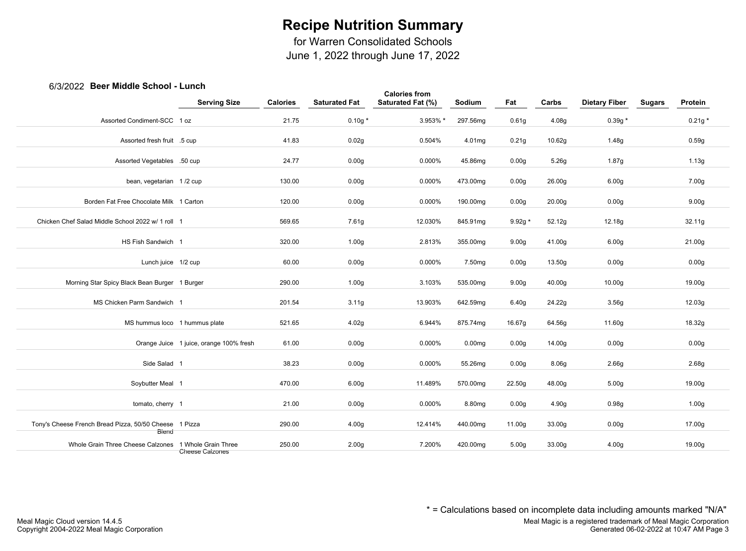# Recipe Nutrition Summary

for Warren Consolidated Schools
June 1, 2022 through June 17, 2022

6/3/2022 **Beer Middle School - Lunch**

| | Serving Size | Calories | Saturated Fat | Calories from Saturated Fat (%) | Sodium | Fat | Carbs | Dietary Fiber | Sugars | Protein |
|---|---|---|---|---|---|---|---|---|---|---|
| Assorted Condiment-SCC | 1 oz | 21.75 | 0.10g * | 3.953% * | 297.56mg | 0.61g | 4.08g | 0.39g * | | 0.21g * |
| Assorted fresh fruit | .5 cup | 41.83 | 0.02g | 0.504% | 4.01mg | 0.21g | 10.62g | 1.48g | | 0.59g |
| Assorted Vegetables | .50 cup | 24.77 | 0.00g | 0.000% | 45.86mg | 0.00g | 5.26g | 1.87g | | 1.13g |
| bean, vegetarian | 1 /2 cup | 130.00 | 0.00g | 0.000% | 473.00mg | 0.00g | 26.00g | 6.00g | | 7.00g |
| Borden Fat Free Chocolate Milk | 1 Carton | 120.00 | 0.00g | 0.000% | 190.00mg | 0.00g | 20.00g | 0.00g | | 9.00g |
| Chicken Chef Salad Middle School 2022 w/ 1 roll | 1 | 569.65 | 7.61g | 12.030% | 845.91mg | 9.92g * | 52.12g | 12.18g | | 32.11g |
| HS Fish Sandwich | 1 | 320.00 | 1.00g | 2.813% | 355.00mg | 9.00g | 41.00g | 6.00g | | 21.00g |
| Lunch juice | 1/2 cup | 60.00 | 0.00g | 0.000% | 7.50mg | 0.00g | 13.50g | 0.00g | | 0.00g |
| Morning Star Spicy Black Bean Burger | 1 Burger | 290.00 | 1.00g | 3.103% | 535.00mg | 9.00g | 40.00g | 10.00g | | 19.00g |
| MS Chicken Parm Sandwich | 1 | 201.54 | 3.11g | 13.903% | 642.59mg | 6.40g | 24.22g | 3.56g | | 12.03g |
| MS hummus loco | 1 hummus plate | 521.65 | 4.02g | 6.944% | 875.74mg | 16.67g | 64.56g | 11.60g | | 18.32g |
| Orange Juice | 1 juice, orange 100% fresh | 61.00 | 0.00g | 0.000% | 0.00mg | 0.00g | 14.00g | 0.00g | | 0.00g |
| Side Salad | 1 | 38.23 | 0.00g | 0.000% | 55.26mg | 0.00g | 8.06g | 2.66g | | 2.68g |
| Soybutter Meal | 1 | 470.00 | 6.00g | 11.489% | 570.00mg | 22.50g | 48.00g | 5.00g | | 19.00g |
| tomato, cherry | 1 | 21.00 | 0.00g | 0.000% | 8.80mg | 0.00g | 4.90g | 0.98g | | 1.00g |
| Tony's Cheese French Bread Pizza, 50/50 Cheese Blend | 1 Pizza | 290.00 | 4.00g | 12.414% | 440.00mg | 11.00g | 33.00g | 0.00g | | 17.00g |
| Whole Grain Three Cheese Calzones | 1 Whole Grain Three Cheese Calzones | 250.00 | 2.00g | 7.200% | 420.00mg | 5.00g | 33.00g | 4.00g | | 19.00g |

\* = Calculations based on incomplete data including amounts marked "N/A"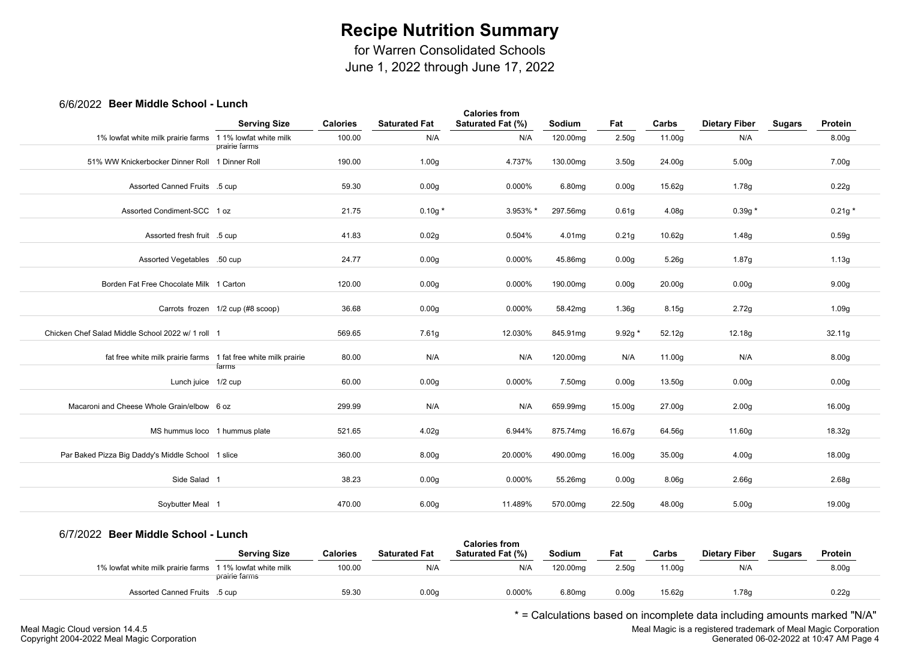# Recipe Nutrition Summary

for Warren Consolidated Schools
June 1, 2022 through June 17, 2022

## 6/6/2022 Beer Middle School - Lunch

| | Serving Size | Calories | Saturated Fat | Calories from Saturated Fat (%) | Sodium | Fat | Carbs | Dietary Fiber | Sugars | Protein |
|---|---|---|---|---|---|---|---|---|---|---|
| 1% lowfat white milk prairie farms | 1 1% lowfat white milk prairie farms | 100.00 | N/A | N/A | 120.00mg | 2.50g | 11.00g | N/A | | 8.00g |
| 51% WW Knickerbocker Dinner Roll | 1 Dinner Roll | 190.00 | 1.00g | 4.737% | 130.00mg | 3.50g | 24.00g | 5.00g | | 7.00g |
| Assorted Canned Fruits | .5 cup | 59.30 | 0.00g | 0.000% | 6.80mg | 0.00g | 15.62g | 1.78g | | 0.22g |
| Assorted Condiment-SCC | 1 oz | 21.75 | 0.10g * | 3.953% * | 297.56mg | 0.61g | 4.08g | 0.39g * | | 0.21g * |
| Assorted fresh fruit | .5 cup | 41.83 | 0.02g | 0.504% | 4.01mg | 0.21g | 10.62g | 1.48g | | 0.59g |
| Assorted Vegetables | .50 cup | 24.77 | 0.00g | 0.000% | 45.86mg | 0.00g | 5.26g | 1.87g | | 1.13g |
| Borden Fat Free Chocolate Milk | 1 Carton | 120.00 | 0.00g | 0.000% | 190.00mg | 0.00g | 20.00g | 0.00g | | 9.00g |
| Carrots frozen | 1/2 cup (#8 scoop) | 36.68 | 0.00g | 0.000% | 58.42mg | 1.36g | 8.15g | 2.72g | | 1.09g |
| Chicken Chef Salad Middle School 2022 w/ 1 roll | 1 | 569.65 | 7.61g | 12.030% | 845.91mg | 9.92g * | 52.12g | 12.18g | | 32.11g |
| fat free white milk prairie farms | 1 fat free white milk prairie farms | 80.00 | N/A | N/A | 120.00mg | N/A | 11.00g | N/A | | 8.00g |
| Lunch juice | 1/2 cup | 60.00 | 0.00g | 0.000% | 7.50mg | 0.00g | 13.50g | 0.00g | | 0.00g |
| Macaroni and Cheese Whole Grain/elbow | 6 oz | 299.99 | N/A | N/A | 659.99mg | 15.00g | 27.00g | 2.00g | | 16.00g |
| MS hummus loco | 1 hummus plate | 521.65 | 4.02g | 6.944% | 875.74mg | 16.67g | 64.56g | 11.60g | | 18.32g |
| Par Baked Pizza Big Daddy's Middle School | 1 slice | 360.00 | 8.00g | 20.000% | 490.00mg | 16.00g | 35.00g | 4.00g | | 18.00g |
| Side Salad | 1 | 38.23 | 0.00g | 0.000% | 55.26mg | 0.00g | 8.06g | 2.66g | | 2.68g |
| Soybutter Meal | 1 | 470.00 | 6.00g | 11.489% | 570.00mg | 22.50g | 48.00g | 5.00g | | 19.00g |

## 6/7/2022 Beer Middle School - Lunch

| | Serving Size | Calories | Saturated Fat | Calories from Saturated Fat (%) | Sodium | Fat | Carbs | Dietary Fiber | Sugars | Protein |
|---|---|---|---|---|---|---|---|---|---|---|
| 1% lowfat white milk prairie farms | 1 1% lowfat white milk prairie farms | 100.00 | N/A | N/A | 120.00mg | 2.50g | 11.00g | N/A | | 8.00g |
| Assorted Canned Fruits | .5 cup | 59.30 | 0.00g | 0.000% | 6.80mg | 0.00g | 15.62g | 1.78g | | 0.22g |

* = Calculations based on incomplete data including amounts marked "N/A"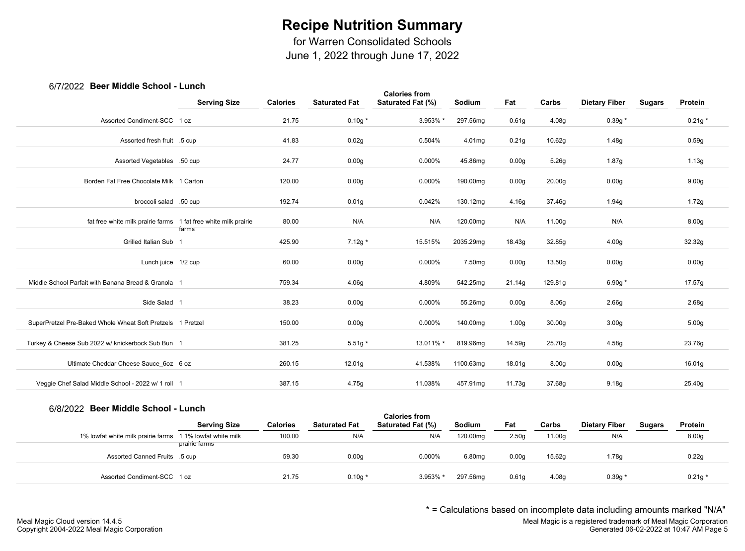# Recipe Nutrition Summary

for Warren Consolidated Schools
June 1, 2022 through June 17, 2022

## 6/7/2022 Beer Middle School - Lunch

| | Serving Size | Calories | Saturated Fat | Calories from Saturated Fat (%) | Sodium | Fat | Carbs | Dietary Fiber | Sugars | Protein |
|---|---|---|---|---|---|---|---|---|---|---|
| Assorted Condiment-SCC | 1 oz | 21.75 | 0.10g * | 3.953% * | 297.56mg | 0.61g | 4.08g | 0.39g * | | 0.21g * |
| Assorted fresh fruit | .5 cup | 41.83 | 0.02g | 0.504% | 4.01mg | 0.21g | 10.62g | 1.48g | | 0.59g |
| Assorted Vegetables | .50 cup | 24.77 | 0.00g | 0.000% | 45.86mg | 0.00g | 5.26g | 1.87g | | 1.13g |
| Borden Fat Free Chocolate Milk | 1 Carton | 120.00 | 0.00g | 0.000% | 190.00mg | 0.00g | 20.00g | 0.00g | | 9.00g |
| broccoli salad | .50 cup | 192.74 | 0.01g | 0.042% | 130.12mg | 4.16g | 37.46g | 1.94g | | 1.72g |
| fat free white milk prairie farms | 1 fat free white milk prairie farms | 80.00 | N/A | N/A | 120.00mg | N/A | 11.00g | N/A | | 8.00g |
| Grilled Italian Sub | 1 | 425.90 | 7.12g * | 15.515% | 2035.29mg | 18.43g | 32.85g | 4.00g | | 32.32g |
| Lunch juice | 1/2 cup | 60.00 | 0.00g | 0.000% | 7.50mg | 0.00g | 13.50g | 0.00g | | 0.00g |
| Middle School Parfait with Banana Bread & Granola | 1 | 759.34 | 4.06g | 4.809% | 542.25mg | 21.14g | 129.81g | 6.90g * | | 17.57g |
| Side Salad | 1 | 38.23 | 0.00g | 0.000% | 55.26mg | 0.00g | 8.06g | 2.66g | | 2.68g |
| SuperPretzel Pre-Baked Whole Wheat Soft Pretzels | 1 Pretzel | 150.00 | 0.00g | 0.000% | 140.00mg | 1.00g | 30.00g | 3.00g | | 5.00g |
| Turkey & Cheese Sub 2022 w/ knickerbock Sub Bun | 1 | 381.25 | 5.51g * | 13.011% * | 819.96mg | 14.59g | 25.70g | 4.58g | | 23.76g |
| Ultimate Cheddar Cheese Sauce_6oz | 6 oz | 260.15 | 12.01g | 41.538% | 1100.63mg | 18.01g | 8.00g | 0.00g | | 16.01g |
| Veggie Chef Salad Middle School - 2022 w/ 1 roll | 1 | 387.15 | 4.75g | 11.038% | 457.91mg | 11.73g | 37.68g | 9.18g | | 25.40g |

## 6/8/2022 Beer Middle School - Lunch

| | Serving Size | Calories | Saturated Fat | Calories from Saturated Fat (%) | Sodium | Fat | Carbs | Dietary Fiber | Sugars | Protein |
|---|---|---|---|---|---|---|---|---|---|---|
| 1% lowfat white milk prairie farms | 1 1% lowfat white milk prairie farms | 100.00 | N/A | N/A | 120.00mg | 2.50g | 11.00g | N/A | | 8.00g |
| Assorted Canned Fruits | .5 cup | 59.30 | 0.00g | 0.000% | 6.80mg | 0.00g | 15.62g | 1.78g | | 0.22g |
| Assorted Condiment-SCC | 1 oz | 21.75 | 0.10g * | 3.953% * | 297.56mg | 0.61g | 4.08g | 0.39g * | | 0.21g * |

* = Calculations based on incomplete data including amounts marked "N/A"

Meal Magic Cloud version 14.4.5
Copyright 2004-2022 Meal Magic Corporation

Meal Magic is a registered trademark of Meal Magic Corporation
Generated 06-02-2022 at 10:47 AM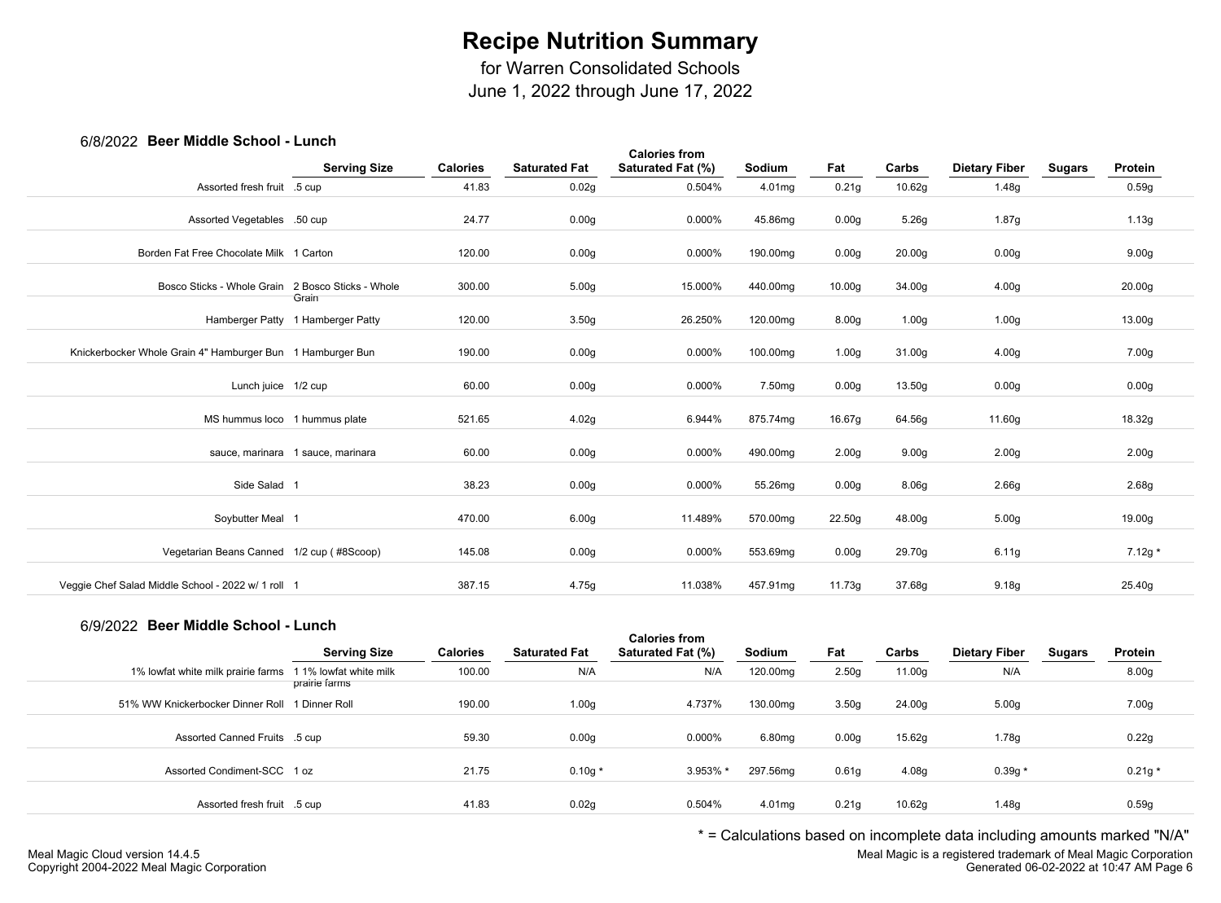# Recipe Nutrition Summary

for Warren Consolidated Schools

June 1, 2022 through June 17, 2022

## 6/8/2022 Beer Middle School - Lunch

| | Serving Size | Calories | Saturated Fat | Calories from Saturated Fat (%) | Sodium | Fat | Carbs | Dietary Fiber | Sugars | Protein |
|---|---|---|---|---|---|---|---|---|---|---|
| Assorted fresh fruit | .5 cup | 41.83 | 0.02g | 0.504% | 4.01mg | 0.21g | 10.62g | 1.48g | | 0.59g |
| Assorted Vegetables | .50 cup | 24.77 | 0.00g | 0.000% | 45.86mg | 0.00g | 5.26g | 1.87g | | 1.13g |
| Borden Fat Free Chocolate Milk | 1 Carton | 120.00 | 0.00g | 0.000% | 190.00mg | 0.00g | 20.00g | 0.00g | | 9.00g |
| Bosco Sticks - Whole Grain | 2 Bosco Sticks - Whole Grain | 300.00 | 5.00g | 15.000% | 440.00mg | 10.00g | 34.00g | 4.00g | | 20.00g |
| Hamberger Patty | 1 Hamberger Patty | 120.00 | 3.50g | 26.250% | 120.00mg | 8.00g | 1.00g | 1.00g | | 13.00g |
| Knickerbocker Whole Grain 4" Hamburger Bun | 1 Hamburger Bun | 190.00 | 0.00g | 0.000% | 100.00mg | 1.00g | 31.00g | 4.00g | | 7.00g |
| Lunch juice | 1/2 cup | 60.00 | 0.00g | 0.000% | 7.50mg | 0.00g | 13.50g | 0.00g | | 0.00g |
| MS hummus loco | 1 hummus plate | 521.65 | 4.02g | 6.944% | 875.74mg | 16.67g | 64.56g | 11.60g | | 18.32g |
| sauce, marinara | 1 sauce, marinara | 60.00 | 0.00g | 0.000% | 490.00mg | 2.00g | 9.00g | 2.00g | | 2.00g |
| Side Salad | 1 | 38.23 | 0.00g | 0.000% | 55.26mg | 0.00g | 8.06g | 2.66g | | 2.68g |
| Soybutter Meal | 1 | 470.00 | 6.00g | 11.489% | 570.00mg | 22.50g | 48.00g | 5.00g | | 19.00g |
| Vegetarian Beans Canned | 1/2 cup ( #8Scoop) | 145.08 | 0.00g | 0.000% | 553.69mg | 0.00g | 29.70g | 6.11g | | 7.12g * |
| Veggie Chef Salad Middle School - 2022 w/ 1 roll | 1 | 387.15 | 4.75g | 11.038% | 457.91mg | 11.73g | 37.68g | 9.18g | | 25.40g |

## 6/9/2022 Beer Middle School - Lunch

| | Serving Size | Calories | Saturated Fat | Calories from Saturated Fat (%) | Sodium | Fat | Carbs | Dietary Fiber | Sugars | Protein |
|---|---|---|---|---|---|---|---|---|---|---|
| 1% lowfat white milk prairie farms | 1 1% lowfat white milk prairie farms | 100.00 | N/A | N/A | 120.00mg | 2.50g | 11.00g | N/A | | 8.00g |
| 51% WW Knickerbocker Dinner Roll | 1 Dinner Roll | 190.00 | 1.00g | 4.737% | 130.00mg | 3.50g | 24.00g | 5.00g | | 7.00g |
| Assorted Canned Fruits | .5 cup | 59.30 | 0.00g | 0.000% | 6.80mg | 0.00g | 15.62g | 1.78g | | 0.22g |
| Assorted Condiment-SCC | 1 oz | 21.75 | 0.10g * | 3.953% * | 297.56mg | 0.61g | 4.08g | 0.39g * | | 0.21g * |
| Assorted fresh fruit | .5 cup | 41.83 | 0.02g | 0.504% | 4.01mg | 0.21g | 10.62g | 1.48g | | 0.59g |

\* = Calculations based on incomplete data including amounts marked "N/A"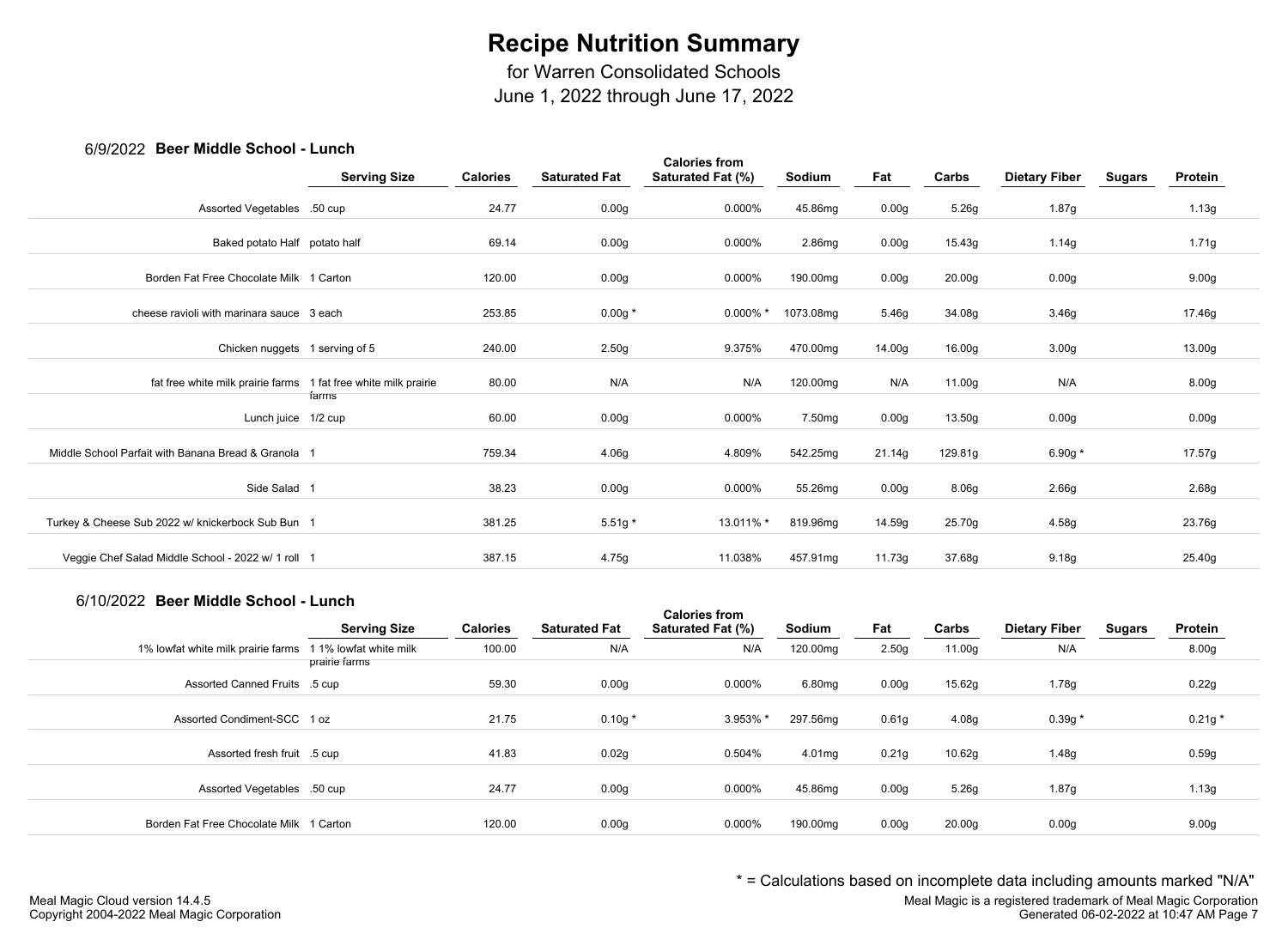# Recipe Nutrition Summary

for Warren Consolidated Schools
June 1, 2022 through June 17, 2022

## 6/9/2022 Beer Middle School - Lunch

| | Serving Size | Calories | Saturated Fat | Calories from Saturated Fat (%) | Sodium | Fat | Carbs | Dietary Fiber | Sugars | Protein |
|---|---|---|---|---|---|---|---|---|---|---|
| Assorted Vegetables | .50 cup | 24.77 | 0.00g | 0.000% | 45.86mg | 0.00g | 5.26g | 1.87g | | 1.13g |
| Baked potato Half | potato half | 69.14 | 0.00g | 0.000% | 2.86mg | 0.00g | 15.43g | 1.14g | | 1.71g |
| Borden Fat Free Chocolate Milk | 1 Carton | 120.00 | 0.00g | 0.000% | 190.00mg | 0.00g | 20.00g | 0.00g | | 9.00g |
| cheese ravioli with marinara sauce | 3 each | 253.85 | 0.00g * | 0.000% * | 1073.08mg | 5.46g | 34.08g | 3.46g | | 17.46g |
| Chicken nuggets | 1 serving of 5 | 240.00 | 2.50g | 9.375% | 470.00mg | 14.00g | 16.00g | 3.00g | | 13.00g |
| fat free white milk prairie farms | 1 fat free white milk prairie farms | 80.00 | N/A | N/A | 120.00mg | N/A | 11.00g | N/A | | 8.00g |
| Lunch juice | 1/2 cup | 60.00 | 0.00g | 0.000% | 7.50mg | 0.00g | 13.50g | 0.00g | | 0.00g |
| Middle School Parfait with Banana Bread & Granola | 1 | 759.34 | 4.06g | 4.809% | 542.25mg | 21.14g | 129.81g | 6.90g * | | 17.57g |
| Side Salad | 1 | 38.23 | 0.00g | 0.000% | 55.26mg | 0.00g | 8.06g | 2.66g | | 2.68g |
| Turkey & Cheese Sub 2022 w/ knickerbock Sub Bun | 1 | 381.25 | 5.51g * | 13.011% * | 819.96mg | 14.59g | 25.70g | 4.58g | | 23.76g |
| Veggie Chef Salad Middle School - 2022 w/ 1 roll | 1 | 387.15 | 4.75g | 11.038% | 457.91mg | 11.73g | 37.68g | 9.18g | | 25.40g |

## 6/10/2022 Beer Middle School - Lunch

| | Serving Size | Calories | Saturated Fat | Calories from Saturated Fat (%) | Sodium | Fat | Carbs | Dietary Fiber | Sugars | Protein |
|---|---|---|---|---|---|---|---|---|---|---|
| 1% lowfat white milk prairie farms | 1 1% lowfat white milk prairie farms | 100.00 | N/A | N/A | 120.00mg | 2.50g | 11.00g | N/A | | 8.00g |
| Assorted Canned Fruits | .5 cup | 59.30 | 0.00g | 0.000% | 6.80mg | 0.00g | 15.62g | 1.78g | | 0.22g |
| Assorted Condiment-SCC | 1 oz | 21.75 | 0.10g * | 3.953% * | 297.56mg | 0.61g | 4.08g | 0.39g * | | 0.21g * |
| Assorted fresh fruit | .5 cup | 41.83 | 0.02g | 0.504% | 4.01mg | 0.21g | 10.62g | 1.48g | | 0.59g |
| Assorted Vegetables | .50 cup | 24.77 | 0.00g | 0.000% | 45.86mg | 0.00g | 5.26g | 1.87g | | 1.13g |
| Borden Fat Free Chocolate Milk | 1 Carton | 120.00 | 0.00g | 0.000% | 190.00mg | 0.00g | 20.00g | 0.00g | | 9.00g |

* = Calculations based on incomplete data including amounts marked "N/A"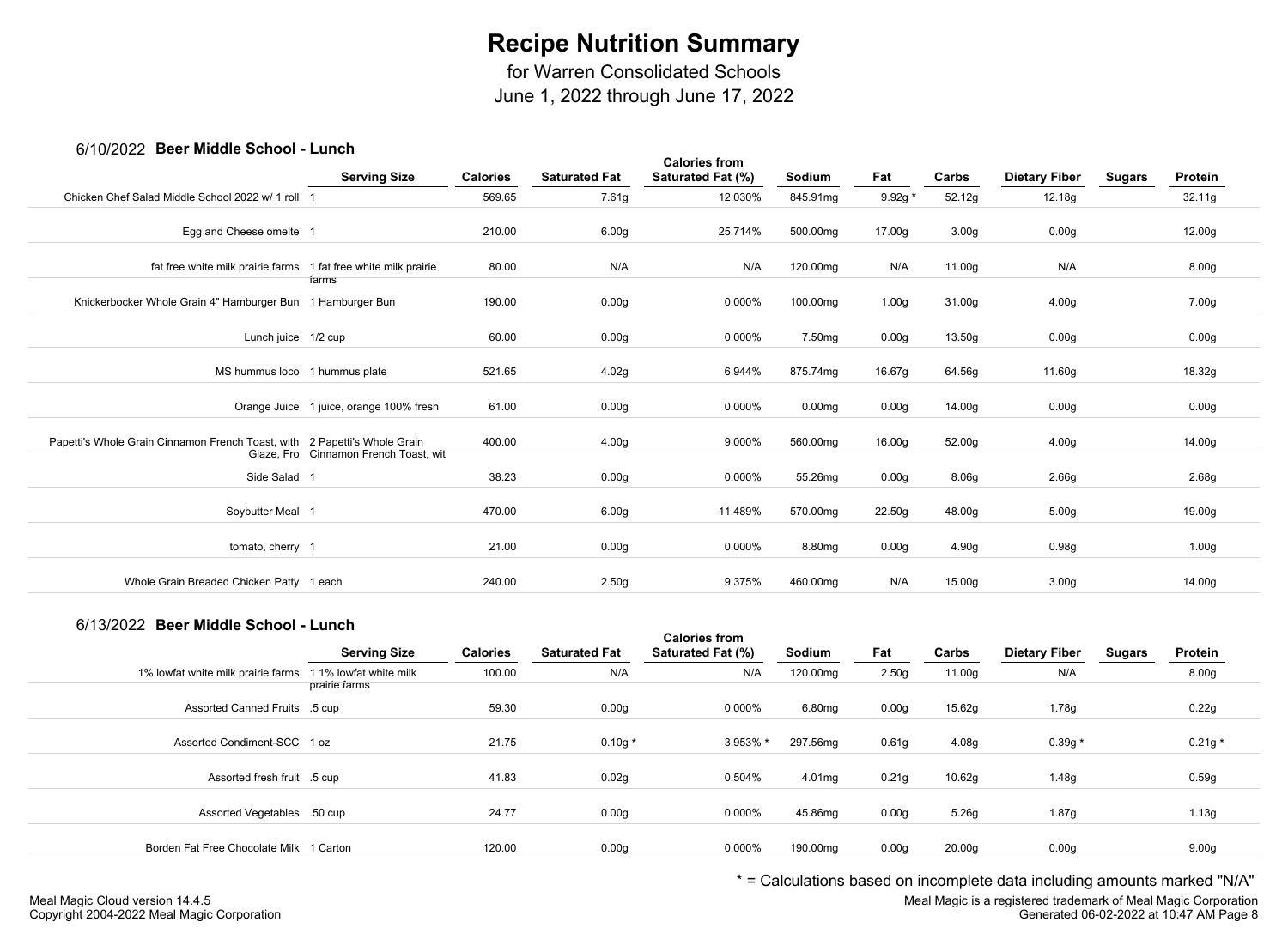# Recipe Nutrition Summary

for Warren Consolidated Schools
June 1, 2022 through June 17, 2022

## 6/10/2022 Beer Middle School - Lunch

| | Serving Size | Calories | Saturated Fat | Calories from Saturated Fat (%) | Sodium | Fat | Carbs | Dietary Fiber | Sugars | Protein |
|---|---|---|---|---|---|---|---|---|---|---|
| Chicken Chef Salad Middle School 2022 w/ 1 roll | 1 | 569.65 | 7.61g | 12.030% | 845.91mg | 9.92g * | 52.12g | 12.18g | | 32.11g |
| Egg and Cheese omelte | 1 | 210.00 | 6.00g | 25.714% | 500.00mg | 17.00g | 3.00g | 0.00g | | 12.00g |
| fat free white milk prairie farms | 1 fat free white milk prairie farms | 80.00 | N/A | N/A | 120.00mg | N/A | 11.00g | N/A | | 8.00g |
| Knickerbocker Whole Grain 4" Hamburger Bun | 1 Hamburger Bun | 190.00 | 0.00g | 0.000% | 100.00mg | 1.00g | 31.00g | 4.00g | | 7.00g |
| Lunch juice | 1/2 cup | 60.00 | 0.00g | 0.000% | 7.50mg | 0.00g | 13.50g | 0.00g | | 0.00g |
| MS hummus loco | 1 hummus plate | 521.65 | 4.02g | 6.944% | 875.74mg | 16.67g | 64.56g | 11.60g | | 18.32g |
| Orange Juice | 1 juice, orange 100% fresh | 61.00 | 0.00g | 0.000% | 0.00mg | 0.00g | 14.00g | 0.00g | | 0.00g |
| Papetti's Whole Grain Cinnamon French Toast, with Glaze, Fro | 2 Papetti's Whole Grain Cinnamon French Toast, wit | 400.00 | 4.00g | 9.000% | 560.00mg | 16.00g | 52.00g | 4.00g | | 14.00g |
| Side Salad | 1 | 38.23 | 0.00g | 0.000% | 55.26mg | 0.00g | 8.06g | 2.66g | | 2.68g |
| Soybutter Meal | 1 | 470.00 | 6.00g | 11.489% | 570.00mg | 22.50g | 48.00g | 5.00g | | 19.00g |
| tomato, cherry | 1 | 21.00 | 0.00g | 0.000% | 8.80mg | 0.00g | 4.90g | 0.98g | | 1.00g |
| Whole Grain Breaded Chicken Patty | 1 each | 240.00 | 2.50g | 9.375% | 460.00mg | N/A | 15.00g | 3.00g | | 14.00g |

## 6/13/2022 Beer Middle School - Lunch

| | Serving Size | Calories | Saturated Fat | Calories from Saturated Fat (%) | Sodium | Fat | Carbs | Dietary Fiber | Sugars | Protein |
|---|---|---|---|---|---|---|---|---|---|---|
| 1% lowfat white milk prairie farms | 1 1% lowfat white milk prairie farms | 100.00 | N/A | N/A | 120.00mg | 2.50g | 11.00g | N/A | | 8.00g |
| Assorted Canned Fruits | .5 cup | 59.30 | 0.00g | 0.000% | 6.80mg | 0.00g | 15.62g | 1.78g | | 0.22g |
| Assorted Condiment-SCC | 1 oz | 21.75 | 0.10g * | 3.953% * | 297.56mg | 0.61g | 4.08g | 0.39g * | | 0.21g * |
| Assorted fresh fruit | .5 cup | 41.83 | 0.02g | 0.504% | 4.01mg | 0.21g | 10.62g | 1.48g | | 0.59g |
| Assorted Vegetables | .50 cup | 24.77 | 0.00g | 0.000% | 45.86mg | 0.00g | 5.26g | 1.87g | | 1.13g |
| Borden Fat Free Chocolate Milk | 1 Carton | 120.00 | 0.00g | 0.000% | 190.00mg | 0.00g | 20.00g | 0.00g | | 9.00g |

* = Calculations based on incomplete data including amounts marked "N/A"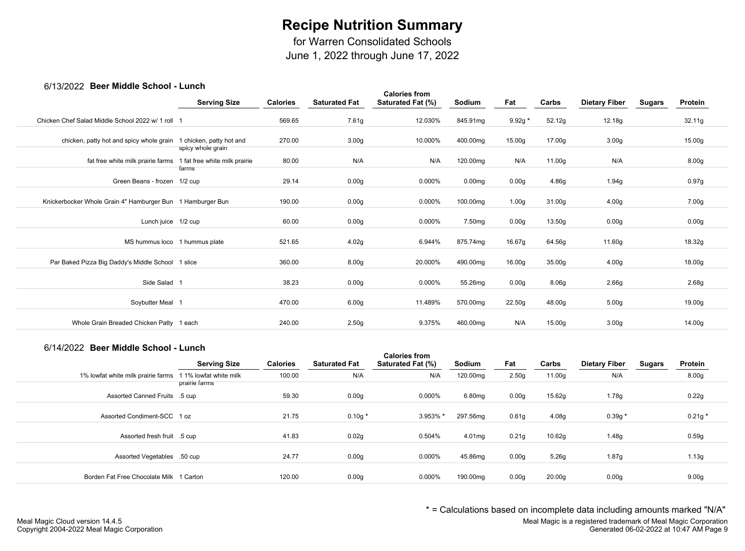# Recipe Nutrition Summary

for Warren Consolidated Schools
June 1, 2022 through June 17, 2022

### 6/13/2022 Beer Middle School - Lunch

| | Serving Size | Calories | Saturated Fat | Calories from Saturated Fat (%) | Sodium | Fat | Carbs | Dietary Fiber | Sugars | Protein |
|---|---|---|---|---|---|---|---|---|---|---|
| Chicken Chef Salad Middle School 2022 w/ 1 roll | 1 | 569.65 | 7.61g | 12.030% | 845.91mg | 9.92g * | 52.12g | 12.18g | | 32.11g |
| chicken, patty hot and spicy whole grain | 1 chicken, patty hot and spicy whole grain | 270.00 | 3.00g | 10.000% | 400.00mg | 15.00g | 17.00g | 3.00g | | 15.00g |
| fat free white milk prairie farms | 1 fat free white milk prairie farms | 80.00 | N/A | N/A | 120.00mg | N/A | 11.00g | N/A | | 8.00g |
| Green Beans - frozen | 1/2 cup | 29.14 | 0.00g | 0.000% | 0.00mg | 0.00g | 4.86g | 1.94g | | 0.97g |
| Knickerbocker Whole Grain 4" Hamburger Bun | 1 Hamburger Bun | 190.00 | 0.00g | 0.000% | 100.00mg | 1.00g | 31.00g | 4.00g | | 7.00g |
| Lunch juice | 1/2 cup | 60.00 | 0.00g | 0.000% | 7.50mg | 0.00g | 13.50g | 0.00g | | 0.00g |
| MS hummus loco | 1 hummus plate | 521.65 | 4.02g | 6.944% | 875.74mg | 16.67g | 64.56g | 11.60g | | 18.32g |
| Par Baked Pizza Big Daddy's Middle School | 1 slice | 360.00 | 8.00g | 20.000% | 490.00mg | 16.00g | 35.00g | 4.00g | | 18.00g |
| Side Salad | 1 | 38.23 | 0.00g | 0.000% | 55.26mg | 0.00g | 8.06g | 2.66g | | 2.68g |
| Soybutter Meal | 1 | 470.00 | 6.00g | 11.489% | 570.00mg | 22.50g | 48.00g | 5.00g | | 19.00g |
| Whole Grain Breaded Chicken Patty | 1 each | 240.00 | 2.50g | 9.375% | 460.00mg | N/A | 15.00g | 3.00g | | 14.00g |

### 6/14/2022 Beer Middle School - Lunch

| | Serving Size | Calories | Saturated Fat | Calories from Saturated Fat (%) | Sodium | Fat | Carbs | Dietary Fiber | Sugars | Protein |
|---|---|---|---|---|---|---|---|---|---|---|
| 1% lowfat white milk prairie farms | 1 1% lowfat white milk prairie farms | 100.00 | N/A | N/A | 120.00mg | 2.50g | 11.00g | N/A | | 8.00g |
| Assorted Canned Fruits | .5 cup | 59.30 | 0.00g | 0.000% | 6.80mg | 0.00g | 15.62g | 1.78g | | 0.22g |
| Assorted Condiment-SCC | 1 oz | 21.75 | 0.10g * | 3.953% * | 297.56mg | 0.61g | 4.08g | 0.39g * | | 0.21g * |
| Assorted fresh fruit | .5 cup | 41.83 | 0.02g | 0.504% | 4.01mg | 0.21g | 10.62g | 1.48g | | 0.59g |
| Assorted Vegetables | .50 cup | 24.77 | 0.00g | 0.000% | 45.86mg | 0.00g | 5.26g | 1.87g | | 1.13g |
| Borden Fat Free Chocolate Milk | 1 Carton | 120.00 | 0.00g | 0.000% | 190.00mg | 0.00g | 20.00g | 0.00g | | 9.00g |

* = Calculations based on incomplete data including amounts marked "N/A"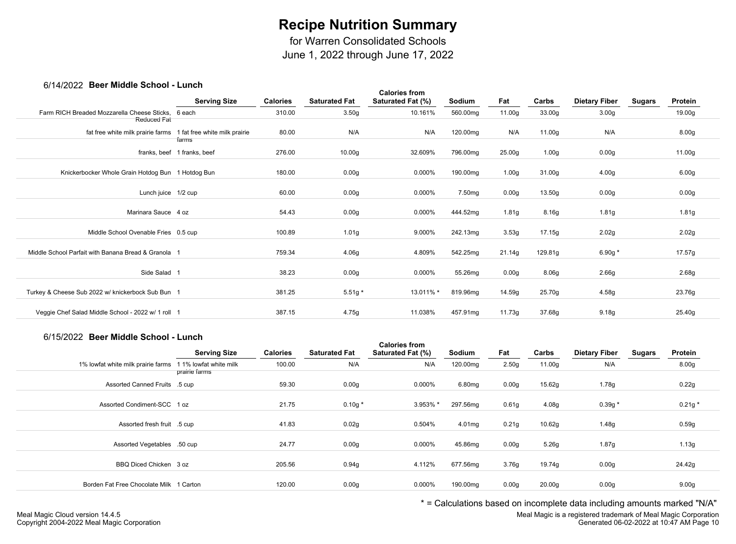# Recipe Nutrition Summary

for Warren Consolidated Schools
June 1, 2022 through June 17, 2022

## 6/14/2022 Beer Middle School - Lunch

| | Serving Size | Calories | Saturated Fat | Calories from Saturated Fat (%) | Sodium | Fat | Carbs | Dietary Fiber | Sugars | Protein |
|---|---|---|---|---|---|---|---|---|---|---|
| Farm RICH Breaded Mozzarella Cheese Sticks, Reduced Fat | 6 each | 310.00 | 3.50g | 10.161% | 560.00mg | 11.00g | 33.00g | 3.00g | | 19.00g |
| fat free white milk prairie farms | 1 fat free white milk prairie farms | 80.00 | N/A | N/A | 120.00mg | N/A | 11.00g | N/A | | 8.00g |
| franks, beef | 1 franks, beef | 276.00 | 10.00g | 32.609% | 796.00mg | 25.00g | 1.00g | 0.00g | | 11.00g |
| Knickerbocker Whole Grain Hotdog Bun | 1 Hotdog Bun | 180.00 | 0.00g | 0.000% | 190.00mg | 1.00g | 31.00g | 4.00g | | 6.00g |
| Lunch juice | 1/2 cup | 60.00 | 0.00g | 0.000% | 7.50mg | 0.00g | 13.50g | 0.00g | | 0.00g |
| Marinara Sauce | 4 oz | 54.43 | 0.00g | 0.000% | 444.52mg | 1.81g | 8.16g | 1.81g | | 1.81g |
| Middle School Ovenable Fries | 0.5 cup | 100.89 | 1.01g | 9.000% | 242.13mg | 3.53g | 17.15g | 2.02g | | 2.02g |
| Middle School Parfait with Banana Bread & Granola | 1 | 759.34 | 4.06g | 4.809% | 542.25mg | 21.14g | 129.81g | 6.90g * | | 17.57g |
| Side Salad | 1 | 38.23 | 0.00g | 0.000% | 55.26mg | 0.00g | 8.06g | 2.66g | | 2.68g |
| Turkey & Cheese Sub 2022 w/ knickerbock Sub Bun | 1 | 381.25 | 5.51g * | 13.011% * | 819.96mg | 14.59g | 25.70g | 4.58g | | 23.76g |
| Veggie Chef Salad Middle School - 2022 w/ 1 roll | 1 | 387.15 | 4.75g | 11.038% | 457.91mg | 11.73g | 37.68g | 9.18g | | 25.40g |

## 6/15/2022 Beer Middle School - Lunch

| | Serving Size | Calories | Saturated Fat | Calories from Saturated Fat (%) | Sodium | Fat | Carbs | Dietary Fiber | Sugars | Protein |
|---|---|---|---|---|---|---|---|---|---|---|
| 1% lowfat white milk prairie farms | 1 1% lowfat white milk prairie farms | 100.00 | N/A | N/A | 120.00mg | 2.50g | 11.00g | N/A | | 8.00g |
| Assorted Canned Fruits | .5 cup | 59.30 | 0.00g | 0.000% | 6.80mg | 0.00g | 15.62g | 1.78g | | 0.22g |
| Assorted Condiment-SCC | 1 oz | 21.75 | 0.10g * | 3.953% * | 297.56mg | 0.61g | 4.08g | 0.39g * | | 0.21g * |
| Assorted fresh fruit | .5 cup | 41.83 | 0.02g | 0.504% | 4.01mg | 0.21g | 10.62g | 1.48g | | 0.59g |
| Assorted Vegetables | .50 cup | 24.77 | 0.00g | 0.000% | 45.86mg | 0.00g | 5.26g | 1.87g | | 1.13g |
| BBQ Diced Chicken | 3 oz | 205.56 | 0.94g | 4.112% | 677.56mg | 3.76g | 19.74g | 0.00g | | 24.42g |
| Borden Fat Free Chocolate Milk | 1 Carton | 120.00 | 0.00g | 0.000% | 190.00mg | 0.00g | 20.00g | 0.00g | | 9.00g |

\* = Calculations based on incomplete data including amounts marked "N/A"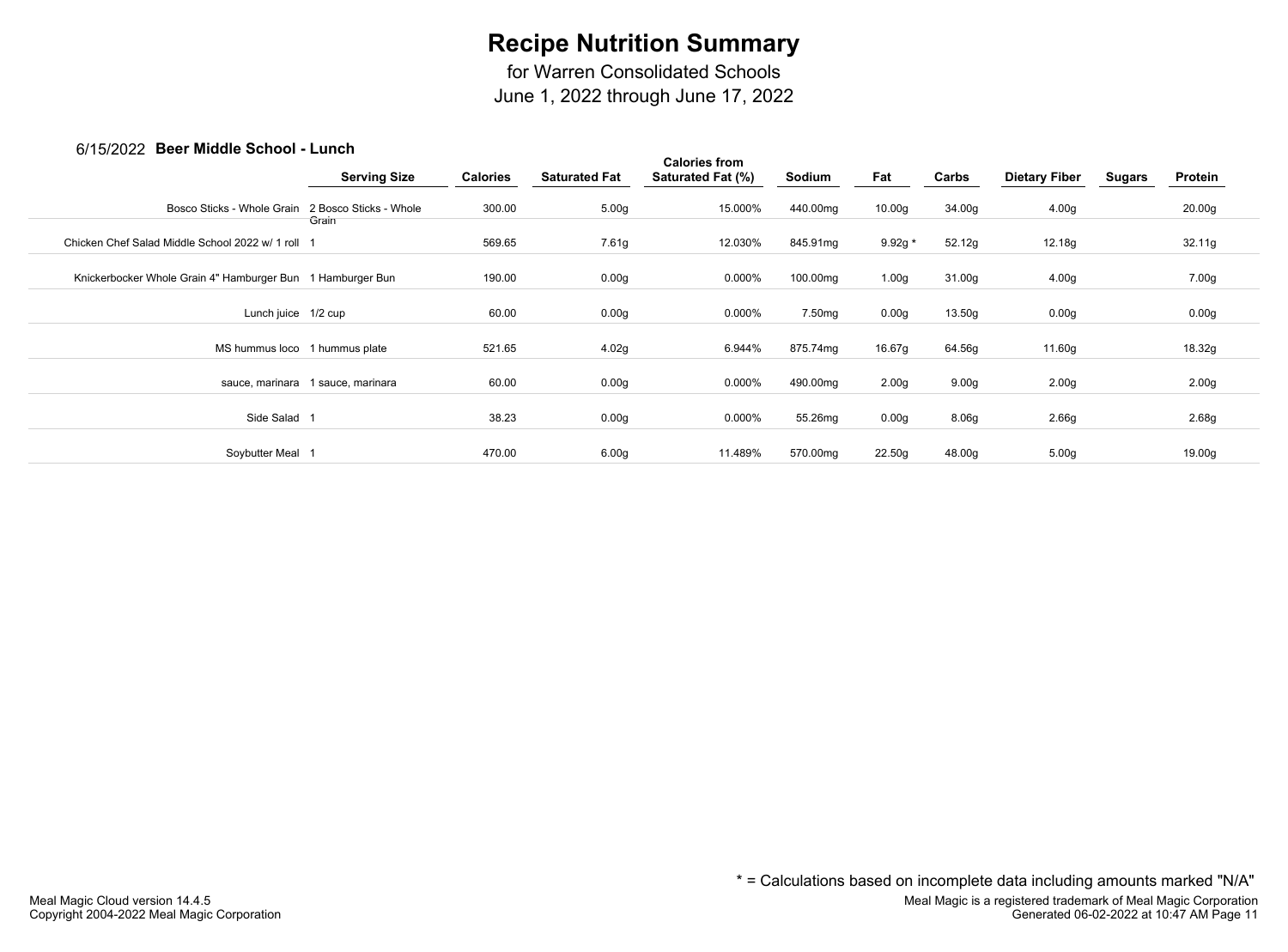# Recipe Nutrition Summary

for Warren Consolidated Schools
June 1, 2022 through June 17, 2022

## 6/15/2022 **Beer Middle School - Lunch**

| | Serving Size | Calories | Saturated Fat | Calories from Saturated Fat (%) | Sodium | Fat | Carbs | Dietary Fiber | Sugars | Protein |
|---|---|---|---|---|---|---|---|---|---|---|
| Bosco Sticks - Whole Grain | 2 Bosco Sticks - Whole Grain | 300.00 | 5.00g | 15.000% | 440.00mg | 10.00g | 34.00g | 4.00g | | 20.00g |
| Chicken Chef Salad Middle School 2022 w/ 1 roll | 1 | 569.65 | 7.61g | 12.030% | 845.91mg | 9.92g * | 52.12g | 12.18g | | 32.11g |
| Knickerbocker Whole Grain 4" Hamburger Bun | 1 Hamburger Bun | 190.00 | 0.00g | 0.000% | 100.00mg | 1.00g | 31.00g | 4.00g | | 7.00g |
| Lunch juice | 1/2 cup | 60.00 | 0.00g | 0.000% | 7.50mg | 0.00g | 13.50g | 0.00g | | 0.00g |
| MS hummus loco | 1 hummus plate | 521.65 | 4.02g | 6.944% | 875.74mg | 16.67g | 64.56g | 11.60g | | 18.32g |
| sauce, marinara | 1 sauce, marinara | 60.00 | 0.00g | 0.000% | 490.00mg | 2.00g | 9.00g | 2.00g | | 2.00g |
| Side Salad | 1 | 38.23 | 0.00g | 0.000% | 55.26mg | 0.00g | 8.06g | 2.66g | | 2.68g |
| Soybutter Meal | 1 | 470.00 | 6.00g | 11.489% | 570.00mg | 22.50g | 48.00g | 5.00g | | 19.00g |

* = Calculations based on incomplete data including amounts marked "N/A"